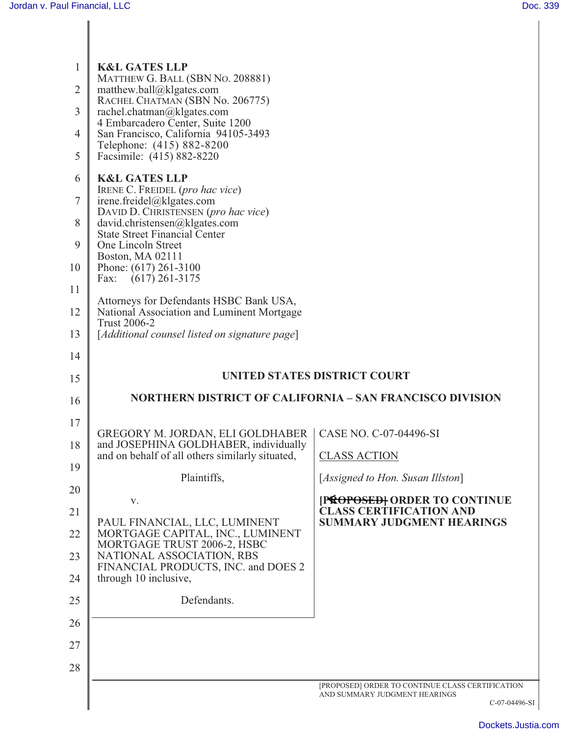**K&L GATES LLP**
MATTHEW G. BALL (SBN No. 208881)
matthew.ball@klgates.com
RACHEL CHATMAN (SBN No. 206775)
rachel.chatman@klgates.com
4 Embarcadero Center, Suite 1200
San Francisco, California 94105-3493
Telephone: (415) 882-8200
Facsimile: (415) 882-8220

**K&L GATES LLP**
IRENE C. FREIDEL (*pro hac vice*)
irene.freidel@klgates.com
DAVID D. CHRISTENSEN (*pro hac vice*)
david.christensen@klgates.com
State Street Financial Center
One Lincoln Street
Boston, MA 02111
Phone: (617) 261-3100
Fax: (617) 261-3175

Attorneys for Defendants HSBC Bank USA, National Association and Luminent Mortgage Trust 2006-2
[*Additional counsel listed on signature page*]

**UNITED STATES DISTRICT COURT**

**NORTHERN DISTRICT OF CALIFORNIA – SAN FRANCISCO DIVISION**

GREGORY M. JORDAN, ELI GOLDHABER and JOSEPHINA GOLDHABER, individually and on behalf of all others similarly situated,

Plaintiffs,

v.

PAUL FINANCIAL, LLC, LUMINENT MORTGAGE CAPITAL, INC., LUMINENT MORTGAGE TRUST 2006-2, HSBC NATIONAL ASSOCIATION, RBS FINANCIAL PRODUCTS, INC. and DOES 2 through 10 inclusive,

Defendants.

CASE NO. C-07-04496-SI

CLASS ACTION

[*Assigned to Hon. Susan Illston*]

**~~[PROPOSED]~~ ORDER TO CONTINUE CLASS CERTIFICATION AND SUMMARY JUDGMENT HEARINGS**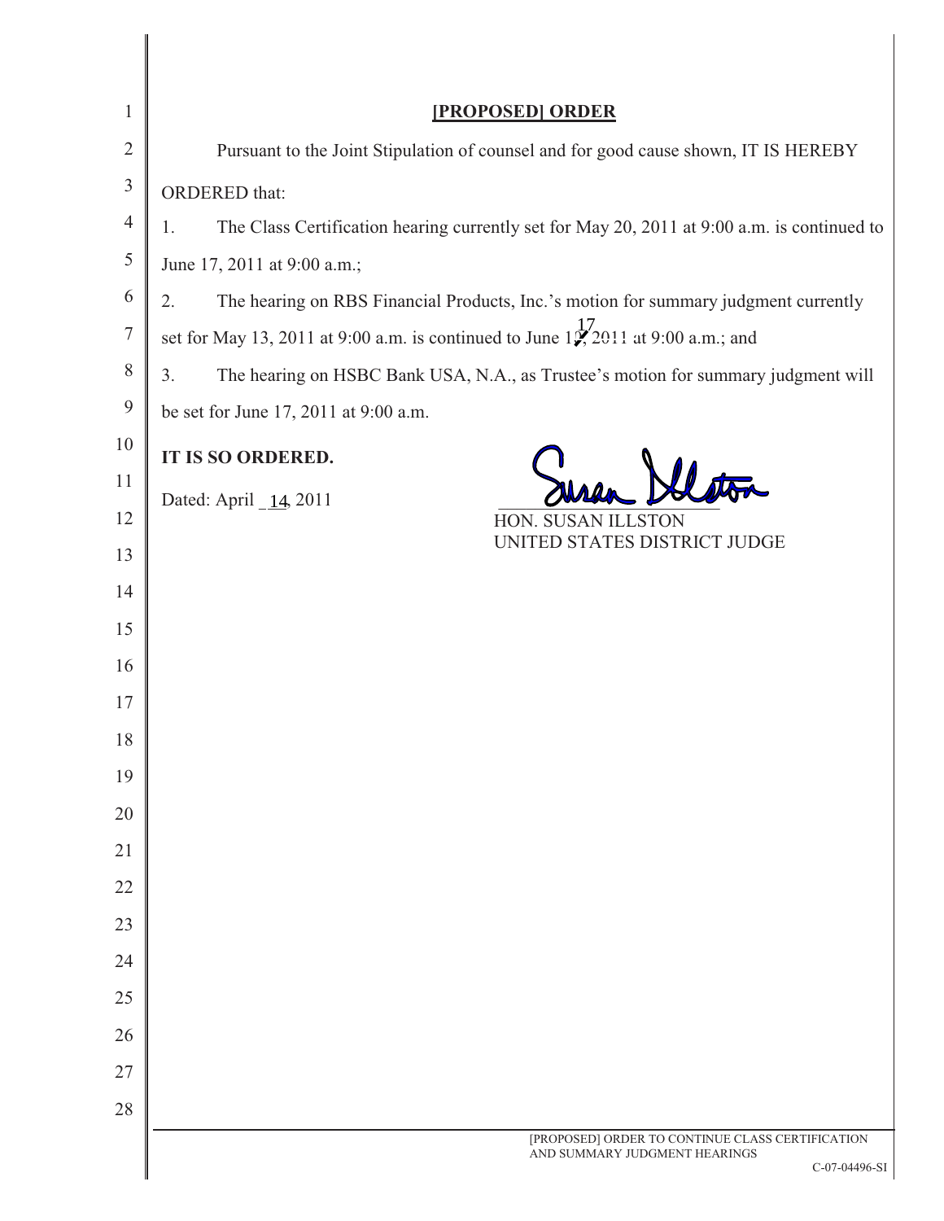# [PROPOSED] ORDER

Pursuant to the Joint Stipulation of counsel and for good cause shown, IT IS HEREBY ORDERED that:

1. The Class Certification hearing currently set for May 20, 2011 at 9:00 a.m. is continued to June 17, 2011 at 9:00 a.m.;

2. The hearing on RBS Financial Products, Inc.'s motion for summary judgment currently set for May 13, 2011 at 9:00 a.m. is continued to June 17, 2011 at 9:00 a.m.; and

3. The hearing on HSBC Bank USA, N.A., as Trustee's motion for summary judgment will be set for June 17, 2011 at 9:00 a.m.

**IT IS SO ORDERED.**

Dated: April 14, 2011

HON. SUSAN ILLSTON
UNITED STATES DISTRICT JUDGE

[PROPOSED] ORDER TO CONTINUE CLASS CERTIFICATION AND SUMMARY JUDGMENT HEARINGS

C-07-04496-SI